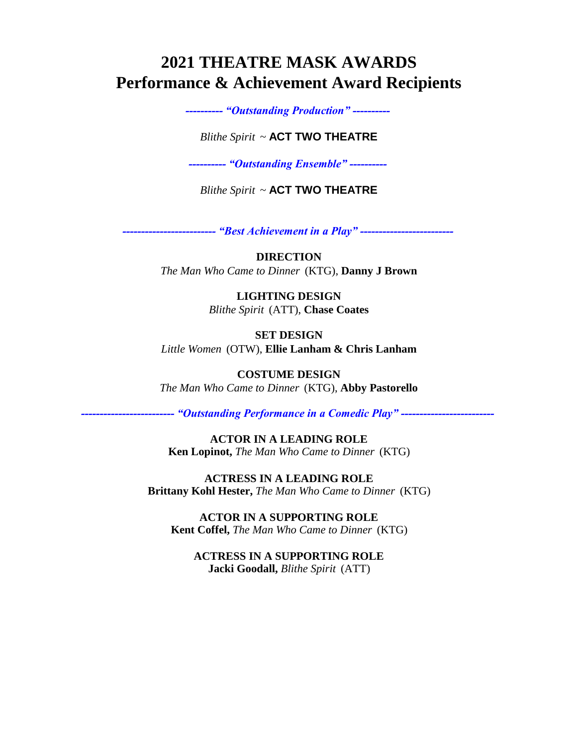# 2021 THEATRE MASK AWARDS
# Performance & Achievement Award Recipients

***---------- "Outstanding Production" ----------***

*Blithe Spirit* ~ **ACT TWO THEATRE**

***---------- "Outstanding Ensemble" ----------***

*Blithe Spirit* ~ **ACT TWO THEATRE**

***------------------------- "Best Achievement in a Play" -------------------------***

**DIRECTION**
*The Man Who Came to Dinner* (KTG), **Danny J Brown**

**LIGHTING DESIGN**
*Blithe Spirit* (ATT), **Chase Coates**

**SET DESIGN**
*Little Women* (OTW), **Ellie Lanham & Chris Lanham**

**COSTUME DESIGN**
*The Man Who Came to Dinner* (KTG), **Abby Pastorello**

***------------------------- "Outstanding Performance in a Comedic Play" -------------------------***

**ACTOR IN A LEADING ROLE**
**Ken Lopinot,** *The Man Who Came to Dinner* (KTG)

**ACTRESS IN A LEADING ROLE**
**Brittany Kohl Hester,** *The Man Who Came to Dinner* (KTG)

**ACTOR IN A SUPPORTING ROLE**
**Kent Coffel,** *The Man Who Came to Dinner* (KTG)

**ACTRESS IN A SUPPORTING ROLE**
**Jacki Goodall,** *Blithe Spirit* (ATT)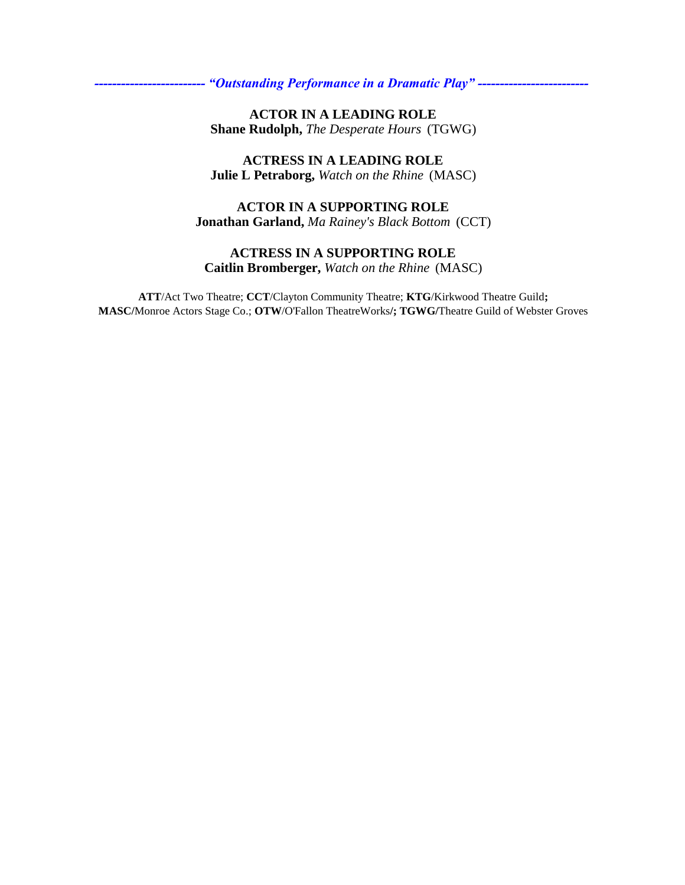*------------------------ "Outstanding Performance in a Dramatic Play" ------------------------*

**ACTOR IN A LEADING ROLE**
**Shane Rudolph,** *The Desperate Hours* (TGWG)

**ACTRESS IN A LEADING ROLE**
**Julie L Petraborg,** *Watch on the Rhine* (MASC)

**ACTOR IN A SUPPORTING ROLE**
**Jonathan Garland,** *Ma Rainey's Black Bottom* (CCT)

**ACTRESS IN A SUPPORTING ROLE**
**Caitlin Bromberger,** *Watch on the Rhine* (MASC)

**ATT**/Act Two Theatre; **CCT**/Clayton Community Theatre; **KTG**/Kirkwood Theatre Guild**;**
**MASC/**Monroe Actors Stage Co.; **OTW**/O'Fallon TheatreWorks**/; TGWG/**Theatre Guild of Webster Groves